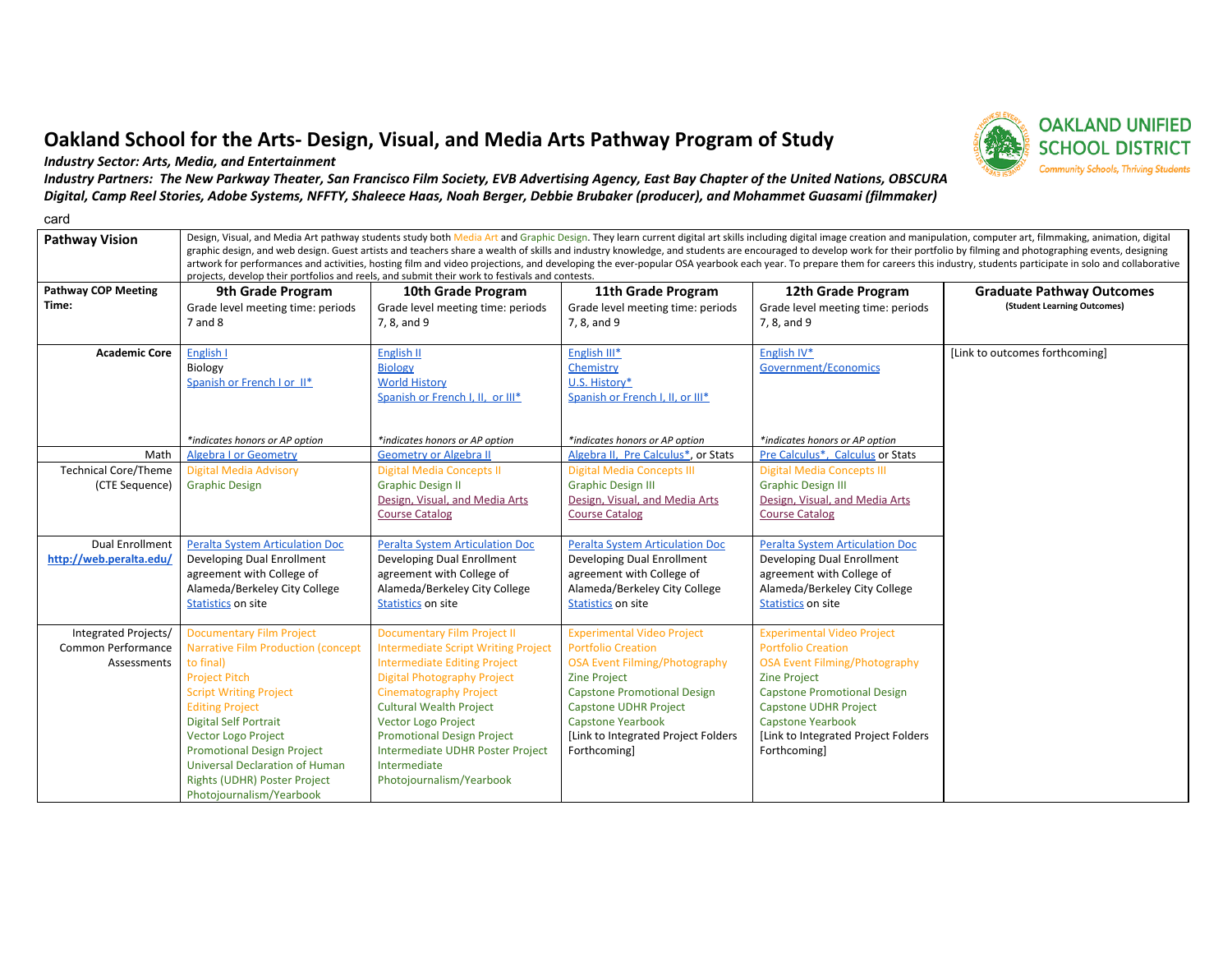# Oakland School for the Arts- Design, Visual, and Media Arts Pathway Program of Study

OAKLAND UNIFIED SCHOOL DISTRICT
Community Schools, Thriving Students

***Industry Sector: Arts, Media, and Entertainment***

***Industry Partners: The New Parkway Theater, San Francisco Film Society, EVB Advertising Agency, East Bay Chapter of the United Nations, OBSCURA Digital, Camp Reel Stories, Adobe Systems, NFFTY, Shaleece Haas, Noah Berger, Debbie Brubaker (producer), and Mohammet Guasami (filmmaker)***

card

| **Pathway Vision** | Design, Visual, and Media Art pathway students study both Media Art and Graphic Design. They learn current digital art skills including digital image creation and manipulation, computer art, filmmaking, animation, digital graphic design, and web design. Guest artists and teachers share a wealth of skills and industry knowledge, and students are encouraged to develop work for their portfolio by filming and photographing events, designing artwork for performances and activities, hosting film and video projections, and developing the ever-popular OSA yearbook each year. To prepare them for careers this industry, students participate in solo and collaborative projects, develop their portfolios and reels, and submit their work to festivals and contests. | | | | |
|---|---|---|---|---|---|
| **Pathway COP Meeting Time:** | **9th Grade Program**<br>Grade level meeting time: periods 7 and 8 | **10th Grade Program**<br>Grade level meeting time: periods 7, 8, and 9 | **11th Grade Program**<br>Grade level meeting time: periods 7, 8, and 9 | **12th Grade Program**<br>Grade level meeting time: periods 7, 8, and 9 | **Graduate Pathway Outcomes**<br>**(Student Learning Outcomes)** |
| **Academic Core** | English I<br>Biology<br>Spanish or French I or II*<br><br>*\*indicates honors or AP option* | English II<br>Biology<br>World History<br>Spanish or French I, II, or III*<br><br>*\*indicates honors or AP option* | English III*<br>Chemistry<br>U.S. History*<br>Spanish or French I, II, or III*<br><br>*\*indicates honors or AP option* | English IV*<br>Government/Economics<br><br>*\*indicates honors or AP option* | [Link to outcomes forthcoming] |
| Math | Algebra I or Geometry | Geometry or Algebra II | Algebra II, Pre Calculus*, or Stats | Pre Calculus*, Calculus or Stats | |
| Technical Core/Theme (CTE Sequence) | Digital Media Advisory<br>Graphic Design | Digital Media Concepts II<br>Graphic Design II<br>Design, Visual, and Media Arts Course Catalog | Digital Media Concepts III<br>Graphic Design III<br>Design, Visual, and Media Arts Course Catalog | Digital Media Concepts III<br>Graphic Design III<br>Design, Visual, and Media Arts Course Catalog | |
| Dual Enrollment<br>http://web.peralta.edu/ | Peralta System Articulation Doc<br>Developing Dual Enrollment agreement with College of Alameda/Berkeley City College<br>Statistics on site | Peralta System Articulation Doc<br>Developing Dual Enrollment agreement with College of Alameda/Berkeley City College<br>Statistics on site | Peralta System Articulation Doc<br>Developing Dual Enrollment agreement with College of Alameda/Berkeley City College<br>Statistics on site | Peralta System Articulation Doc<br>Developing Dual Enrollment agreement with College of Alameda/Berkeley City College<br>Statistics on site | |
| Integrated Projects/ Common Performance Assessments | Documentary Film Project<br>Narrative Film Production (concept to final)<br>Project Pitch<br>Script Writing Project<br>Editing Project<br>Digital Self Portrait<br>Vector Logo Project<br>Promotional Design Project<br>Universal Declaration of Human Rights (UDHR) Poster Project<br>Photojournalism/Yearbook | Documentary Film Project II<br>Intermediate Script Writing Project<br>Intermediate Editing Project<br>Digital Photography Project<br>Cinematography Project<br>Cultural Wealth Project<br>Vector Logo Project<br>Promotional Design Project<br>Intermediate UDHR Poster Project<br>Intermediate Photojournalism/Yearbook | Experimental Video Project<br>Portfolio Creation<br>OSA Event Filming/Photography<br>Zine Project<br>Capstone Promotional Design<br>Capstone UDHR Project<br>Capstone Yearbook<br>[Link to Integrated Project Folders Forthcoming] | Experimental Video Project<br>Portfolio Creation<br>OSA Event Filming/Photography<br>Zine Project<br>Capstone Promotional Design<br>Capstone UDHR Project<br>Capstone Yearbook<br>[Link to Integrated Project Folders Forthcoming] | |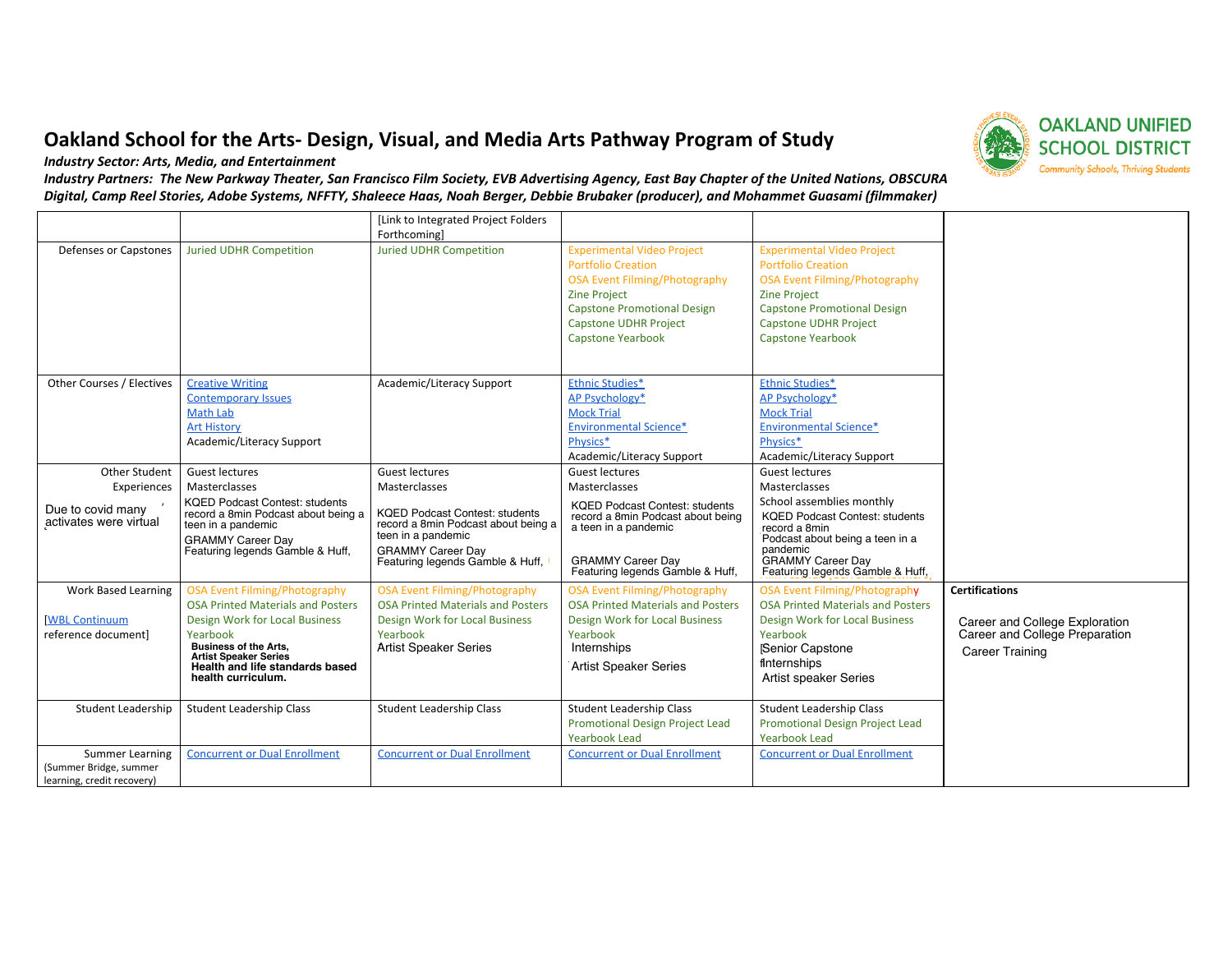# Oakland School for the Arts- Design, Visual, and Media Arts Pathway Program of Study

OAKLAND UNIFIED SCHOOL DISTRICT
Community Schools, Thriving Students

*Industry Sector: Arts, Media, and Entertainment*

*Industry Partners: The New Parkway Theater, San Francisco Film Society, EVB Advertising Agency, East Bay Chapter of the United Nations, OBSCURA Digital, Camp Reel Stories, Adobe Systems, NFFTY, Shaleece Haas, Noah Berger, Debbie Brubaker (producer), and Mohammet Guasami (filmmaker)*

| | | | | | |
|---|---|---|---|---|---|
| | | [Link to Integrated Project Folders Forthcoming] | | | |
| Defenses or Capstones | Juried UDHR Competition | Juried UDHR Competition | Experimental Video Project<br>Portfolio Creation<br>OSA Event Filming/Photography<br>Zine Project<br>Capstone Promotional Design<br>Capstone UDHR Project<br>Capstone Yearbook | Experimental Video Project<br>Portfolio Creation<br>OSA Event Filming/Photography<br>Zine Project<br>Capstone Promotional Design<br>Capstone UDHR Project<br>Capstone Yearbook | |
| Other Courses / Electives | Creative Writing<br>Contemporary Issues<br>Math Lab<br>Art History<br>Academic/Literacy Support | Academic/Literacy Support | Ethnic Studies*<br>AP Psychology*<br>Mock Trial<br>Environmental Science*<br>Physics*<br>Academic/Literacy Support | Ethnic Studies*<br>AP Psychology*<br>Mock Trial<br>Environmental Science*<br>Physics*<br>Academic/Literacy Support | |
| Other Student Experiences<br>Due to covid many activates were virtual | Guest lectures<br>Masterclasses<br>KQED Podcast Contest: students record a 8min Podcast about being a teen in a pandemic<br>GRAMMY Career Day Featuring legends Gamble & Huff, | Guest lectures<br>Masterclasses<br>KQED Podcast Contest: students record a 8min Podcast about being a teen in a pandemic<br>GRAMMY Career Day Featuring legends Gamble & Huff, | Guest lectures<br>Masterclasses<br>KQED Podcast Contest: students record a 8min Podcast about being a teen in a pandemic<br>GRAMMY Career Day Featuring legends Gamble & Huff, | Guest lectures<br>Masterclasses<br>School assemblies monthly<br>KQED Podcast Contest: students record a 8min Podcast about being a teen in a pandemic<br>GRAMMY Career Day Featuring legends Gamble & Huff, | |
| Work Based Learning<br>[WBL Continuum reference document] | OSA Event Filming/Photography<br>OSA Printed Materials and Posters<br>Design Work for Local Business<br>Yearbook<br>**Business of the Arts, Artist Speaker Series**<br>**Health and life standards based health curriculum.** | OSA Event Filming/Photography<br>OSA Printed Materials and Posters<br>Design Work for Local Business<br>Yearbook<br>Artist Speaker Series | OSA Event Filming/Photography<br>OSA Printed Materials and Posters<br>Design Work for Local Business<br>Yearbook<br>Internships<br>Artist Speaker Series | OSA Event Filming/Photography<br>OSA Printed Materials and Posters<br>Design Work for Local Business<br>Yearbook<br>Senior Capstone<br>Internships<br>Artist speaker Series | **Certifications**<br>Career and College Exploration<br>Career and College Preparation<br>Career Training |
| Student Leadership | Student Leadership Class | Student Leadership Class | Student Leadership Class<br>Promotional Design Project Lead<br>Yearbook Lead | Student Leadership Class<br>Promotional Design Project Lead<br>Yearbook Lead | |
| Summer Learning (Summer Bridge, summer learning, credit recovery) | Concurrent or Dual Enrollment | Concurrent or Dual Enrollment | Concurrent or Dual Enrollment | Concurrent or Dual Enrollment | |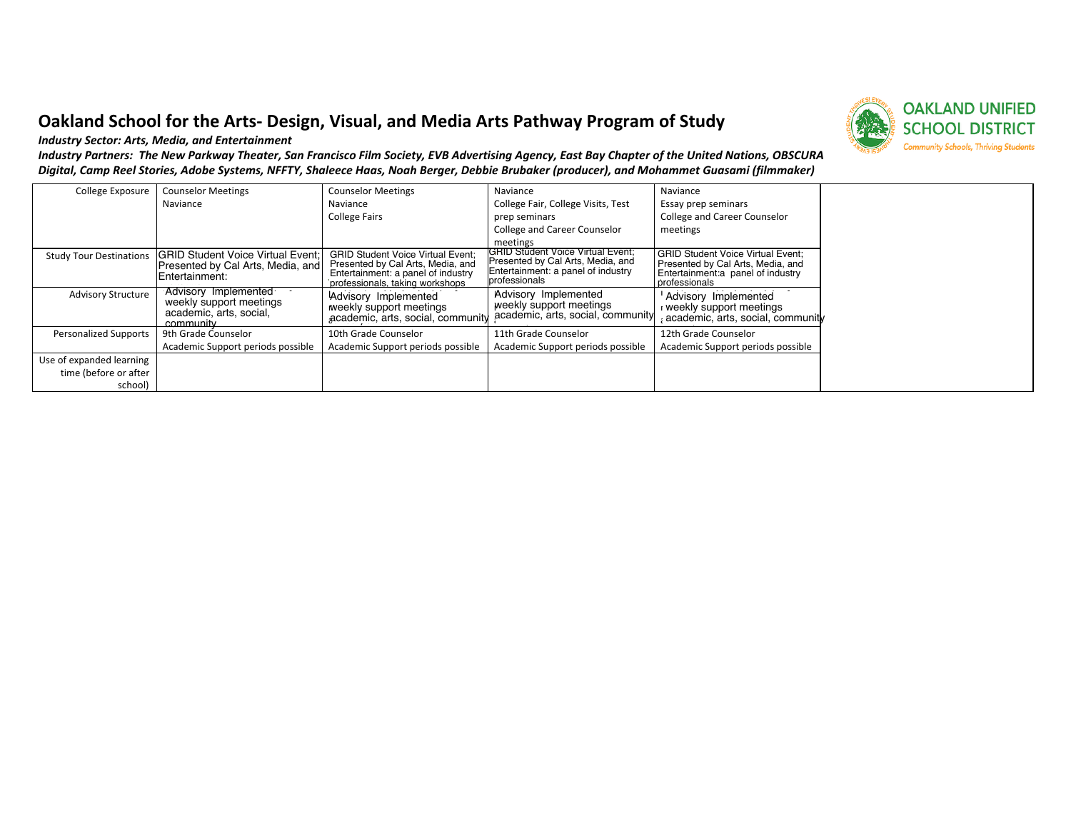## Oakland School for the Arts- Design, Visual, and Media Arts Pathway Program of Study

*Industry Sector: Arts, Media, and Entertainment*

*Industry Partners: The New Parkway Theater, San Francisco Film Society, EVB Advertising Agency, East Bay Chapter of the United Nations, OBSCURA Digital, Camp Reel Stories, Adobe Systems, NFFTY, Shaleece Haas, Noah Berger, Debbie Brubaker (producer), and Mohammet Guasami (filmmaker)*

| | | | | | |
|---|---|---|---|---|---|
| College Exposure | Counselor Meetings<br>Naviance | Counselor Meetings<br>Naviance<br>College Fairs | Naviance<br>College Fair, College Visits, Test prep seminars<br>College and Career Counselor meetings | Naviance<br>Essay prep seminars<br>College and Career Counselor meetings | |
| Study Tour Destinations | GRID Student Voice Virtual Event; Presented by Cal Arts, Media, and Entertainment: | GRID Student Voice Virtual Event; Presented by Cal Arts, Media, and Entertainment: a panel of industry professionals, taking workshops | GRID Student Voice Virtual Event; Presented by Cal Arts, Media, and Entertainment: a panel of industry professionals | GRID Student Voice Virtual Event; Presented by Cal Arts, Media, and Entertainment:a panel of industry professionals | |
| Advisory Structure | Advisory Implemented weekly support meetings academic, arts, social, community | Advisory Implemented weekly support meetings academic, arts, social, community | Advisory Implemented weekly support meetings academic, arts, social, community | Advisory Implemented weekly support meetings academic, arts, social, community | |
| Personalized Supports | 9th Grade Counselor<br>Academic Support periods possible | 10th Grade Counselor<br>Academic Support periods possible | 11th Grade Counselor<br>Academic Support periods possible | 12th Grade Counselor<br>Academic Support periods possible | |
| Use of expanded learning time (before or after school) | | | | | |